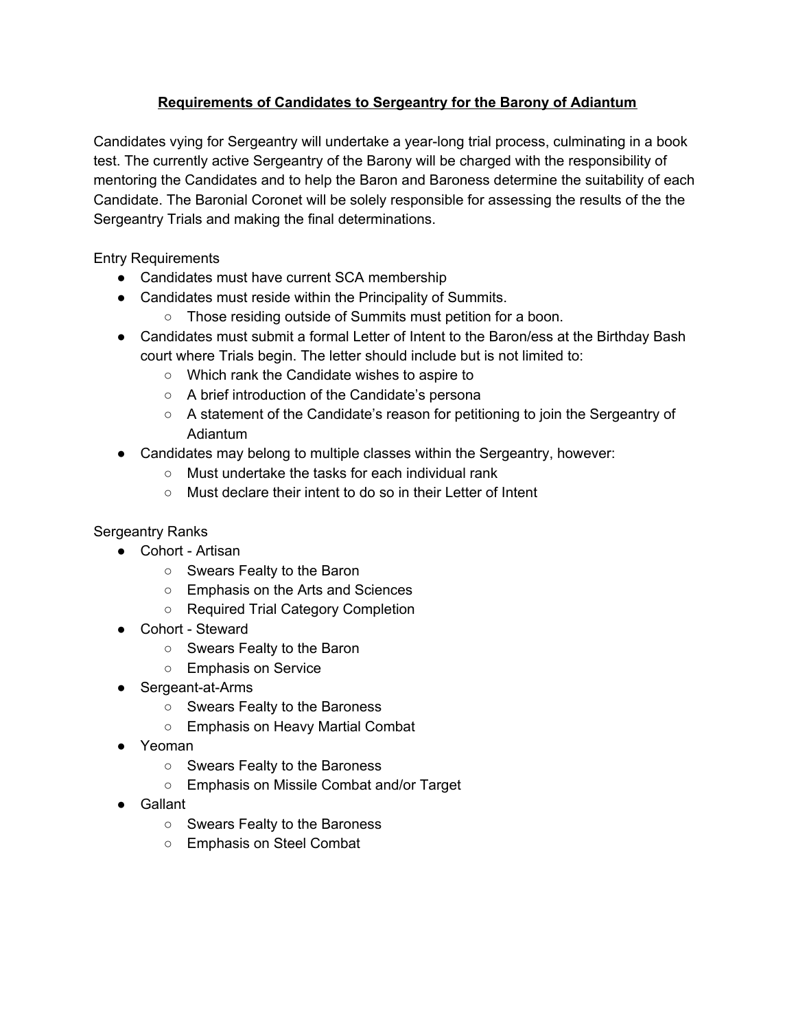# **Requirements of Candidates to Sergeantry for the Barony of Adiantum**

Candidates vying for Sergeantry will undertake a year-long trial process, culminating in a book test. The currently active Sergeantry of the Barony will be charged with the responsibility of mentoring the Candidates and to help the Baron and Baroness determine the suitability of each Candidate. The Baronial Coronet will be solely responsible for assessing the results of the the Sergeantry Trials and making the final determinations.

Entry Requirements

- Candidates must have current SCA membership
- Candidates must reside within the Principality of Summits.
  - Those residing outside of Summits must petition for a boon.
- Candidates must submit a formal Letter of Intent to the Baron/ess at the Birthday Bash court where Trials begin. The letter should include but is not limited to:
  - Which rank the Candidate wishes to aspire to
  - A brief introduction of the Candidate's persona
  - A statement of the Candidate's reason for petitioning to join the Sergeantry of Adiantum
- Candidates may belong to multiple classes within the Sergeantry, however:
  - Must undertake the tasks for each individual rank
  - Must declare their intent to do so in their Letter of Intent

Sergeantry Ranks

- Cohort - Artisan
  - Swears Fealty to the Baron
  - Emphasis on the Arts and Sciences
  - Required Trial Category Completion
- Cohort - Steward
  - Swears Fealty to the Baron
  - Emphasis on Service
- Sergeant-at-Arms
  - Swears Fealty to the Baroness
  - Emphasis on Heavy Martial Combat
- Yeoman
  - Swears Fealty to the Baroness
  - Emphasis on Missile Combat and/or Target
- Gallant
  - Swears Fealty to the Baroness
  - Emphasis on Steel Combat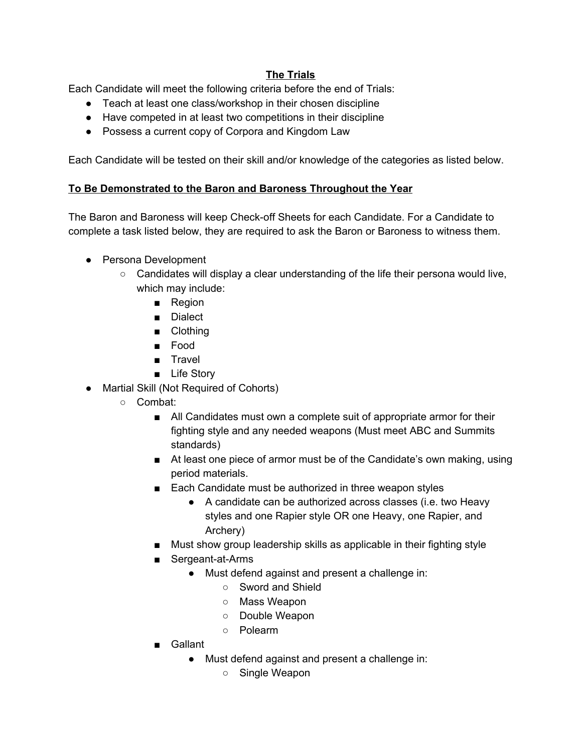## The Trials

Each Candidate will meet the following criteria before the end of Trials:

- Teach at least one class/workshop in their chosen discipline
- Have competed in at least two competitions in their discipline
- Possess a current copy of Corpora and Kingdom Law

Each Candidate will be tested on their skill and/or knowledge of the categories as listed below.

### To Be Demonstrated to the Baron and Baroness Throughout the Year

The Baron and Baroness will keep Check-off Sheets for each Candidate. For a Candidate to complete a task listed below, they are required to ask the Baron or Baroness to witness them.

- Persona Development
    - Candidates will display a clear understanding of the life their persona would live, which may include:
        - Region
        - Dialect
        - Clothing
        - Food
        - Travel
        - Life Story
- Martial Skill (Not Required of Cohorts)
    - Combat:
        - All Candidates must own a complete suit of appropriate armor for their fighting style and any needed weapons (Must meet ABC and Summits standards)
        - At least one piece of armor must be of the Candidate's own making, using period materials.
        - Each Candidate must be authorized in three weapon styles
            - A candidate can be authorized across classes (i.e. two Heavy styles and one Rapier style OR one Heavy, one Rapier, and Archery)
        - Must show group leadership skills as applicable in their fighting style
        - Sergeant-at-Arms
            - Must defend against and present a challenge in:
                - Sword and Shield
                - Mass Weapon
                - Double Weapon
                - Polearm
        - Gallant
            - Must defend against and present a challenge in:
                - Single Weapon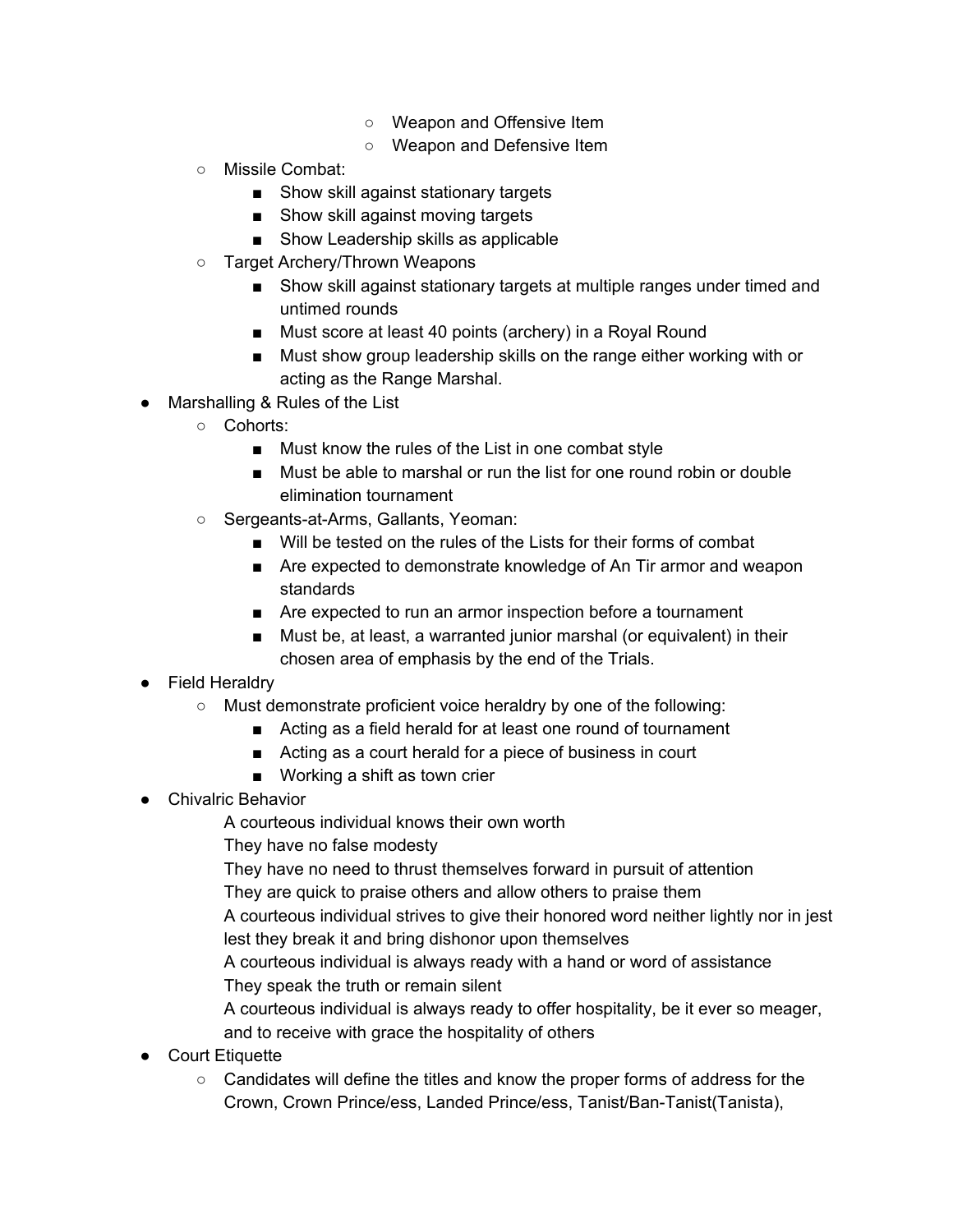- Weapon and Offensive Item
            - Weapon and Defensive Item
    - Missile Combat:
        - Show skill against stationary targets
        - Show skill against moving targets
        - Show Leadership skills as applicable
    - Target Archery/Thrown Weapons
        - Show skill against stationary targets at multiple ranges under timed and untimed rounds
        - Must score at least 40 points (archery) in a Royal Round
        - Must show group leadership skills on the range either working with or acting as the Range Marshal.
- Marshalling & Rules of the List
    - Cohorts:
        - Must know the rules of the List in one combat style
        - Must be able to marshal or run the list for one round robin or double elimination tournament
    - Sergeants-at-Arms, Gallants, Yeoman:
        - Will be tested on the rules of the Lists for their forms of combat
        - Are expected to demonstrate knowledge of An Tir armor and weapon standards
        - Are expected to run an armor inspection before a tournament
        - Must be, at least, a warranted junior marshal (or equivalent) in their chosen area of emphasis by the end of the Trials.
- Field Heraldry
    - Must demonstrate proficient voice heraldry by one of the following:
        - Acting as a field herald for at least one round of tournament
        - Acting as a court herald for a piece of business in court
        - Working a shift as town crier
- Chivalric Behavior

    A courteous individual knows their own worth
    They have no false modesty
    They have no need to thrust themselves forward in pursuit of attention
    They are quick to praise others and allow others to praise them
    A courteous individual strives to give their honored word neither lightly nor in jest lest they break it and bring dishonor upon themselves
    A courteous individual is always ready with a hand or word of assistance
    They speak the truth or remain silent
    A courteous individual is always ready to offer hospitality, be it ever so meager, and to receive with grace the hospitality of others
- Court Etiquette
    - Candidates will define the titles and know the proper forms of address for the Crown, Crown Prince/ess, Landed Prince/ess, Tanist/Ban-Tanist(Tanista),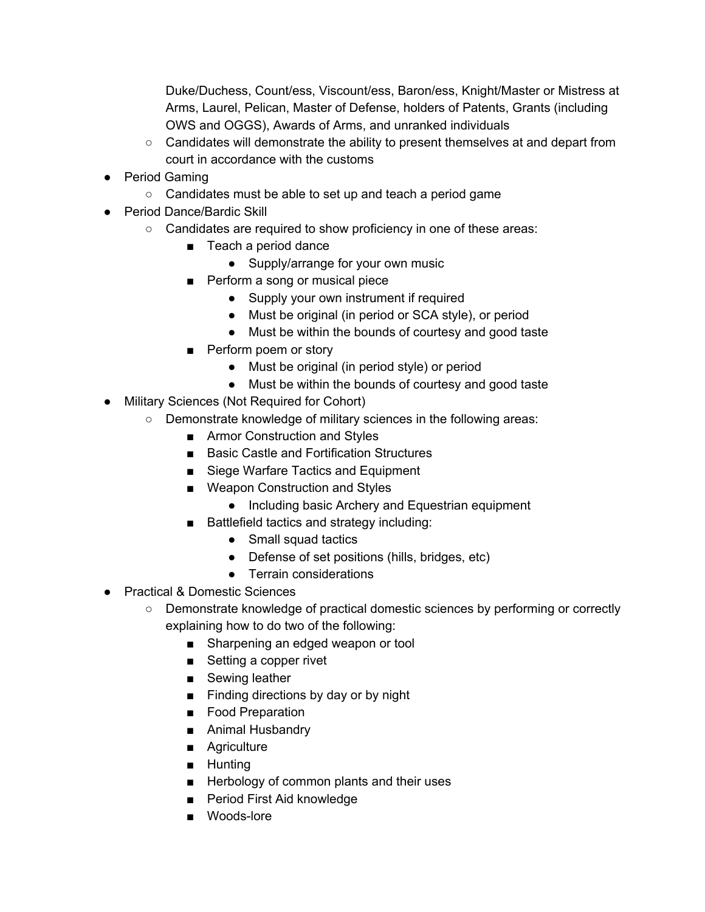Duke/Duchess, Count/ess, Viscount/ess, Baron/ess, Knight/Master or Mistress at Arms, Laurel, Pelican, Master of Defense, holders of Patents, Grants (including OWS and OGGS), Awards of Arms, and unranked individuals

- Candidates will demonstrate the ability to present themselves at and depart from court in accordance with the customs

- Period Gaming
  - Candidates must be able to set up and teach a period game
- Period Dance/Bardic Skill
  - Candidates are required to show proficiency in one of these areas:
    - Teach a period dance
      - Supply/arrange for your own music
    - Perform a song or musical piece
      - Supply your own instrument if required
      - Must be original (in period or SCA style), or period
      - Must be within the bounds of courtesy and good taste
    - Perform poem or story
      - Must be original (in period style) or period
      - Must be within the bounds of courtesy and good taste
- Military Sciences (Not Required for Cohort)
  - Demonstrate knowledge of military sciences in the following areas:
    - Armor Construction and Styles
    - Basic Castle and Fortification Structures
    - Siege Warfare Tactics and Equipment
    - Weapon Construction and Styles
      - Including basic Archery and Equestrian equipment
    - Battlefield tactics and strategy including:
      - Small squad tactics
      - Defense of set positions (hills, bridges, etc)
      - Terrain considerations
- Practical & Domestic Sciences
  - Demonstrate knowledge of practical domestic sciences by performing or correctly explaining how to do two of the following:
    - Sharpening an edged weapon or tool
    - Setting a copper rivet
    - Sewing leather
    - Finding directions by day or by night
    - Food Preparation
    - Animal Husbandry
    - Agriculture
    - Hunting
    - Herbology of common plants and their uses
    - Period First Aid knowledge
    - Woods-lore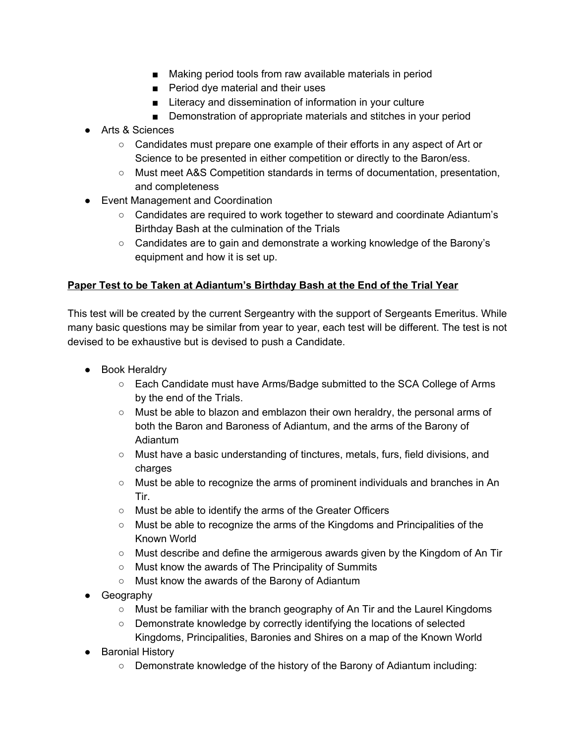- Making period tools from raw available materials in period
        - Period dye material and their uses
        - Literacy and dissemination of information in your culture
        - Demonstration of appropriate materials and stitches in your period
- Arts & Sciences
    - Candidates must prepare one example of their efforts in any aspect of Art or Science to be presented in either competition or directly to the Baron/ess.
    - Must meet A&S Competition standards in terms of documentation, presentation, and completeness
- Event Management and Coordination
    - Candidates are required to work together to steward and coordinate Adiantum's Birthday Bash at the culmination of the Trials
    - Candidates are to gain and demonstrate a working knowledge of the Barony's equipment and how it is set up.

**<u>Paper Test to be Taken at Adiantum's Birthday Bash at the End of the Trial Year</u>**

This test will be created by the current Sergeantry with the support of Sergeants Emeritus. While many basic questions may be similar from year to year, each test will be different. The test is not devised to be exhaustive but is devised to push a Candidate.

- Book Heraldry
    - Each Candidate must have Arms/Badge submitted to the SCA College of Arms by the end of the Trials.
    - Must be able to blazon and emblazon their own heraldry, the personal arms of both the Baron and Baroness of Adiantum, and the arms of the Barony of Adiantum
    - Must have a basic understanding of tinctures, metals, furs, field divisions, and charges
    - Must be able to recognize the arms of prominent individuals and branches in An Tir.
    - Must be able to identify the arms of the Greater Officers
    - Must be able to recognize the arms of the Kingdoms and Principalities of the Known World
    - Must describe and define the armigerous awards given by the Kingdom of An Tir
    - Must know the awards of The Principality of Summits
    - Must know the awards of the Barony of Adiantum
- Geography
    - Must be familiar with the branch geography of An Tir and the Laurel Kingdoms
    - Demonstrate knowledge by correctly identifying the locations of selected Kingdoms, Principalities, Baronies and Shires on a map of the Known World
- Baronial History
    - Demonstrate knowledge of the history of the Barony of Adiantum including: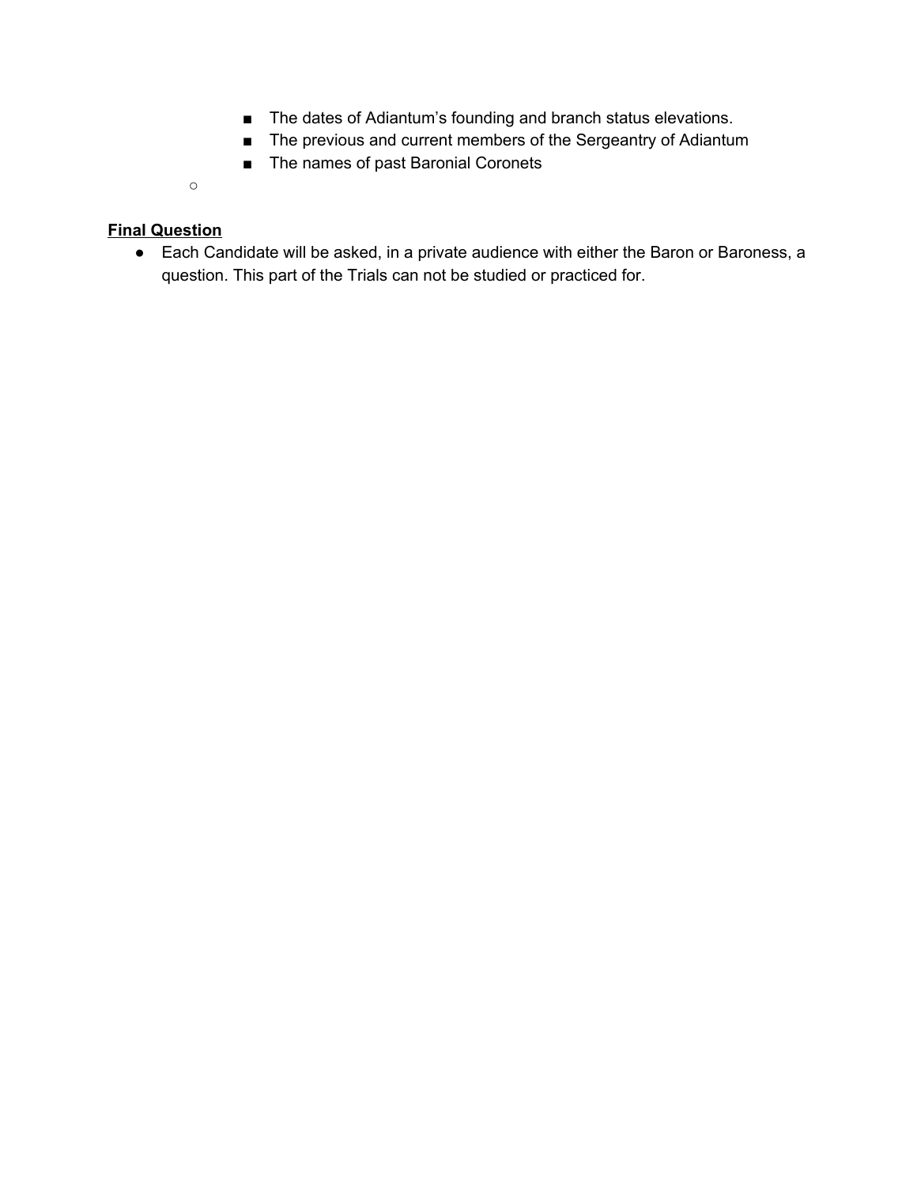- The dates of Adiantum's founding and branch status elevations.
- The previous and current members of the Sergeantry of Adiantum
- The names of past Baronial Coronets

**Final Question**

- Each Candidate will be asked, in a private audience with either the Baron or Baroness, a question. This part of the Trials can not be studied or practiced for.